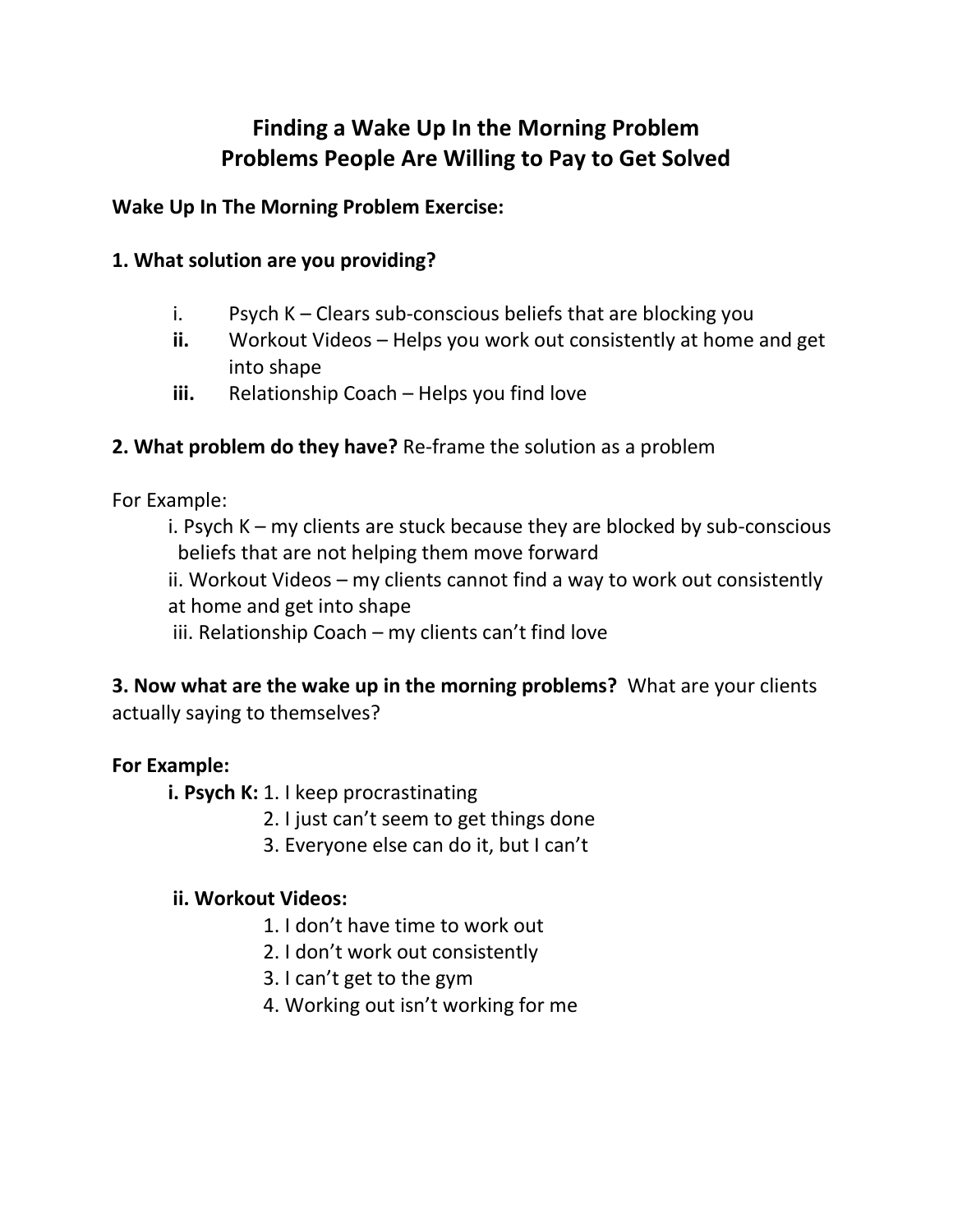# Finding a Wake Up In the Morning Problem
# Problems People Are Willing to Pay to Get Solved

**Wake Up In The Morning Problem Exercise:**

**1. What solution are you providing?**

- i. Psych K – Clears sub-conscious beliefs that are blocking you
- **ii.** Workout Videos – Helps you work out consistently at home and get into shape
- **iii.** Relationship Coach – Helps you find love

**2. What problem do they have?** Re-frame the solution as a problem

For Example:

- i. Psych K – my clients are stuck because they are blocked by sub-conscious beliefs that are not helping them move forward
- ii. Workout Videos – my clients cannot find a way to work out consistently at home and get into shape
- iii. Relationship Coach – my clients can't find love

**3. Now what are the wake up in the morning problems?** What are your clients actually saying to themselves?

**For Example:**

**i. Psych K:**
1. I keep procrastinating
2. I just can't seem to get things done
3. Everyone else can do it, but I can't

**ii. Workout Videos:**
1. I don't have time to work out
2. I don't work out consistently
3. I can't get to the gym
4. Working out isn't working for me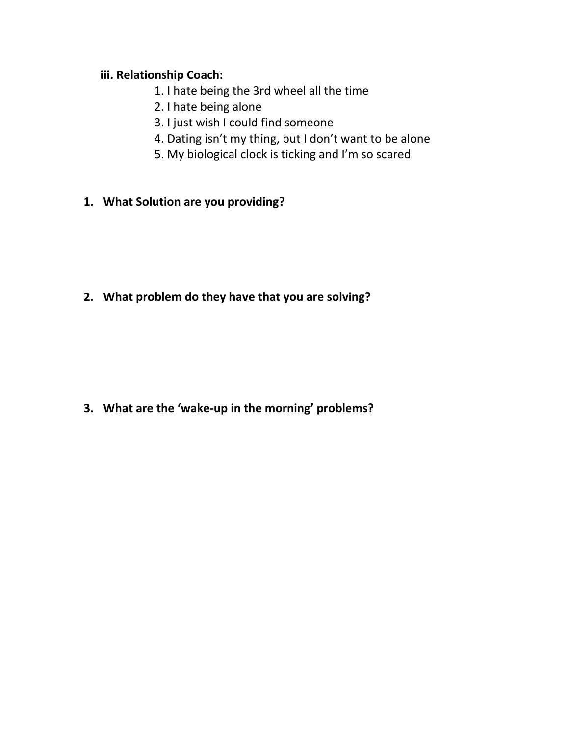**iii. Relationship Coach:**

1. I hate being the 3rd wheel all the time
2. I hate being alone
3. I just wish I could find someone
4. Dating isn't my thing, but I don't want to be alone
5. My biological clock is ticking and I'm so scared

**1. What Solution are you providing?**

**2. What problem do they have that you are solving?**

**3. What are the 'wake-up in the morning' problems?**